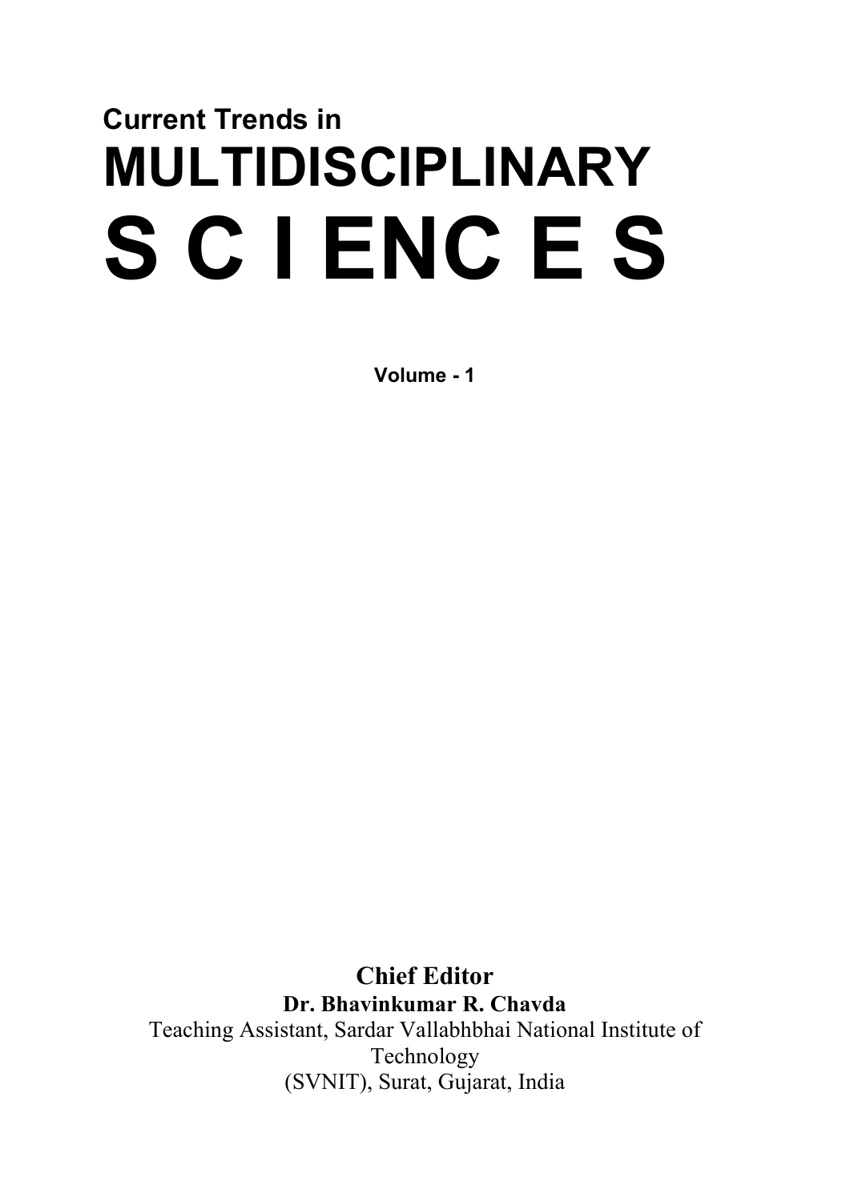**Current Trends in**

# MULTIDISCIPLINARY

# S C I ENC E S

**Volume - 1**

**Chief Editor**

**Dr. Bhavinkumar R. Chavda**

Teaching Assistant, Sardar Vallabhbhai National Institute of Technology (SVNIT), Surat, Gujarat, India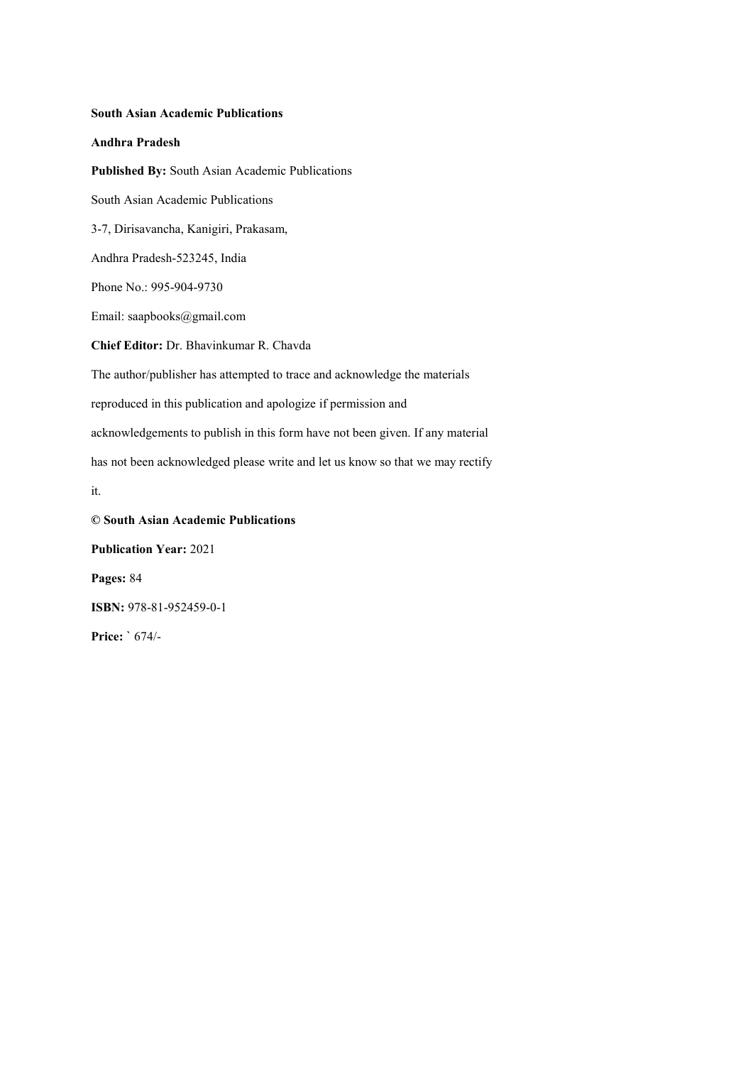**South Asian Academic Publications**

**Andhra Pradesh**

**Published By:** South Asian Academic Publications

South Asian Academic Publications

3-7, Dirisavancha, Kanigiri, Prakasam,

Andhra Pradesh-523245, India

Phone No.: 995-904-9730

Email: saapbooks@gmail.com

**Chief Editor:** Dr. Bhavinkumar R. Chavda

The author/publisher has attempted to trace and acknowledge the materials reproduced in this publication and apologize if permission and acknowledgements to publish in this form have not been given. If any material has not been acknowledged please write and let us know so that we may rectify it.

**© South Asian Academic Publications**

**Publication Year:** 2021

**Pages:** 84

**ISBN:** 978-81-952459-0-1

**Price:** ` 674/-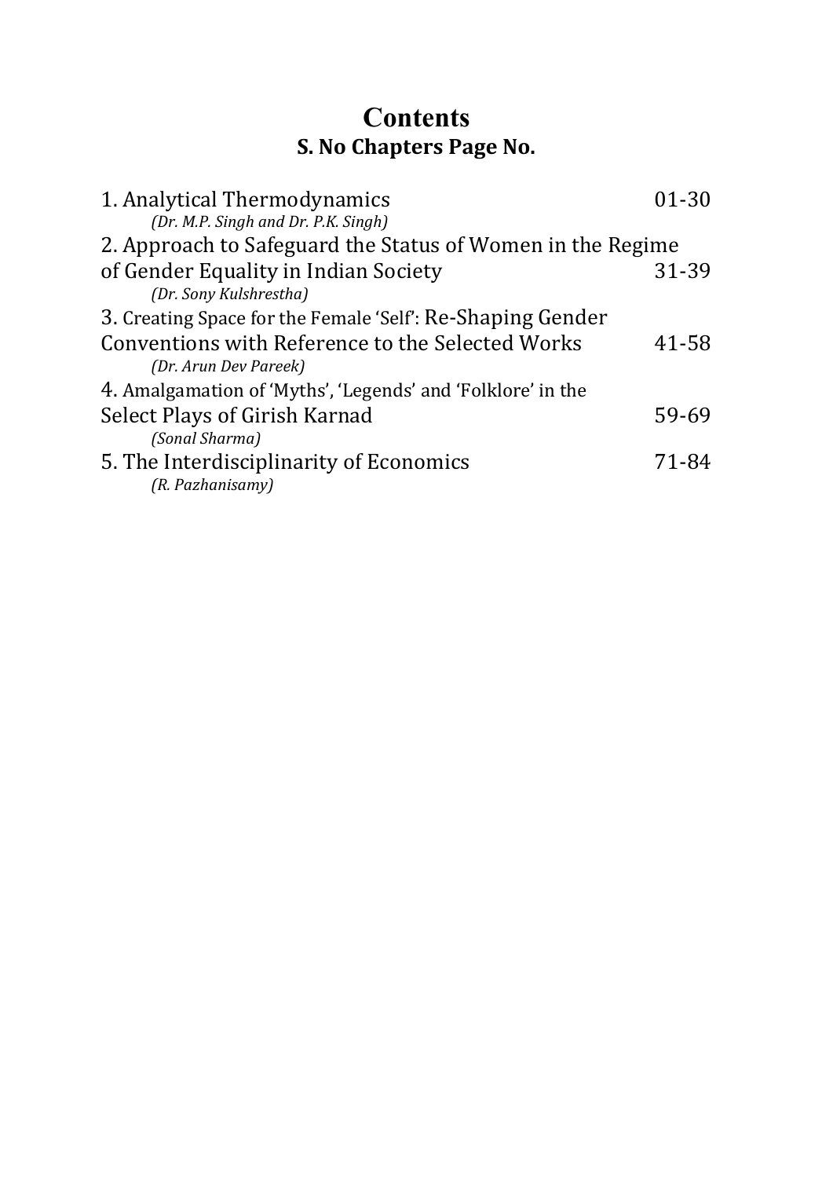# Contents

**S. No Chapters Page No.**

| | | |
|---|---|---|
| 1. | Analytical Thermodynamics *(Dr. M.P. Singh and Dr. P.K. Singh)* | 01-30 |
| 2. | Approach to Safeguard the Status of Women in the Regime of Gender Equality in Indian Society *(Dr. Sony Kulshrestha)* | 31-39 |
| 3. | Creating Space for the Female 'Self': Re-Shaping Gender Conventions with Reference to the Selected Works *(Dr. Arun Dev Pareek)* | 41-58 |
| 4. | Amalgamation of 'Myths', 'Legends' and 'Folklore' in the Select Plays of Girish Karnad *(Sonal Sharma)* | 59-69 |
| 5. | The Interdisciplinarity of Economics *(R. Pazhanisamy)* | 71-84 |